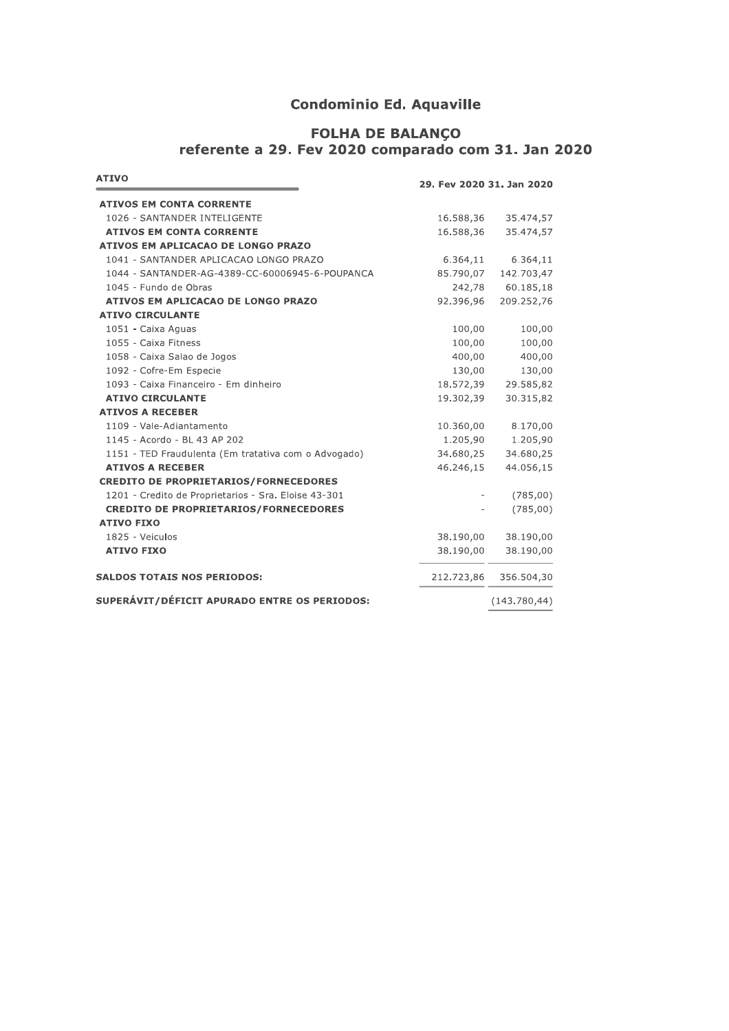# Condominio Ed. Aquaville

## FOLHA DE BALANÇO
## referente a 29. Fev 2020 comparado com 31. Jan 2020

| ATIVO | 29. Fev 2020 | 31. Jan 2020 |
|---|---|---|
| **ATIVOS EM CONTA CORRENTE** | | |
| 1026 - SANTANDER INTELIGENTE | 16.588,36 | 35.474,57 |
| **ATIVOS EM CONTA CORRENTE** | 16.588,36 | 35.474,57 |
| **ATIVOS EM APLICACAO DE LONGO PRAZO** | | |
| 1041 - SANTANDER APLICACAO LONGO PRAZO | 6.364,11 | 6.364,11 |
| 1044 - SANTANDER-AG-4389-CC-60006945-6-POUPANCA | 85.790,07 | 142.703,47 |
| 1045 - Fundo de Obras | 242,78 | 60.185,18 |
| **ATIVOS EM APLICACAO DE LONGO PRAZO** | 92.396,96 | 209.252,76 |
| **ATIVO CIRCULANTE** | | |
| 1051 - Caixa Aguas | 100,00 | 100,00 |
| 1055 - Caixa Fitness | 100,00 | 100,00 |
| 1058 - Caixa Salao de Jogos | 400,00 | 400,00 |
| 1092 - Cofre-Em Especie | 130,00 | 130,00 |
| 1093 - Caixa Financeiro - Em dinheiro | 18.572,39 | 29.585,82 |
| **ATIVO CIRCULANTE** | 19.302,39 | 30.315,82 |
| **ATIVOS A RECEBER** | | |
| 1109 - Vale-Adiantamento | 10.360,00 | 8.170,00 |
| 1145 - Acordo - BL 43 AP 202 | 1.205,90 | 1.205,90 |
| 1151 - TED Fraudulenta (Em tratativa com o Advogado) | 34.680,25 | 34.680,25 |
| **ATIVOS A RECEBER** | 46.246,15 | 44.056,15 |
| **CREDITO DE PROPRIETARIOS/FORNECEDORES** | | |
| 1201 - Credito de Proprietarios - Sra. Eloise 43-301 | - | (785,00) |
| **CREDITO DE PROPRIETARIOS/FORNECEDORES** | - | (785,00) |
| **ATIVO FIXO** | | |
| 1825 - Veiculos | 38.190,00 | 38.190,00 |
| **ATIVO FIXO** | 38.190,00 | 38.190,00 |
| **SALDOS TOTAIS NOS PERIODOS:** | 212.723,86 | 356.504,30 |
| **SUPERÁVIT/DÉFICIT APURADO ENTRE OS PERIODOS:** | | (143.780,44) |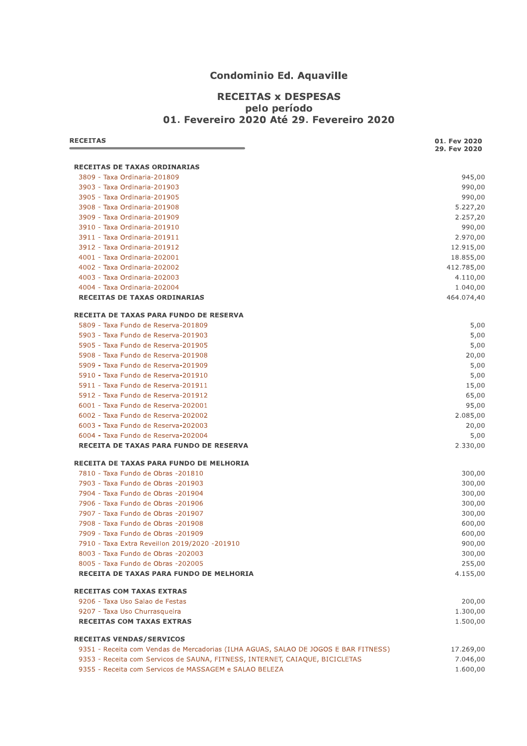# Condominio Ed. Aquaville

## RECEITAS x DESPESAS
## pelo período
## 01. Fevereiro 2020 Até 29. Fevereiro 2020

| RECEITAS | 01. Fev 2020 29. Fev 2020 |
|---|---|
| **RECEITAS DE TAXAS ORDINARIAS** | |
| 3809 - Taxa Ordinaria-201809 | 945,00 |
| 3903 - Taxa Ordinaria-201903 | 990,00 |
| 3905 - Taxa Ordinaria-201905 | 990,00 |
| 3908 - Taxa Ordinaria-201908 | 5.227,20 |
| 3909 - Taxa Ordinaria-201909 | 2.257,20 |
| 3910 - Taxa Ordinaria-201910 | 990,00 |
| 3911 - Taxa Ordinaria-201911 | 2.970,00 |
| 3912 - Taxa Ordinaria-201912 | 12.915,00 |
| 4001 - Taxa Ordinaria-202001 | 18.855,00 |
| 4002 - Taxa Ordinaria-202002 | 412.785,00 |
| 4003 - Taxa Ordinaria-202003 | 4.110,00 |
| 4004 - Taxa Ordinaria-202004 | 1.040,00 |
| **RECEITAS DE TAXAS ORDINARIAS** | 464.074,40 |
| **RECEITA DE TAXAS PARA FUNDO DE RESERVA** | |
| 5809 - Taxa Fundo de Reserva-201809 | 5,00 |
| 5903 - Taxa Fundo de Reserva-201903 | 5,00 |
| 5905 - Taxa Fundo de Reserva-201905 | 5,00 |
| 5908 - Taxa Fundo de Reserva-201908 | 20,00 |
| 5909 - Taxa Fundo de Reserva-201909 | 5,00 |
| 5910 - Taxa Fundo de Reserva-201910 | 5,00 |
| 5911 - Taxa Fundo de Reserva-201911 | 15,00 |
| 5912 - Taxa Fundo de Reserva-201912 | 65,00 |
| 6001 - Taxa Fundo de Reserva-202001 | 95,00 |
| 6002 - Taxa Fundo de Reserva-202002 | 2.085,00 |
| 6003 - Taxa Fundo de Reserva-202003 | 20,00 |
| 6004 - Taxa Fundo de Reserva-202004 | 5,00 |
| **RECEITA DE TAXAS PARA FUNDO DE RESERVA** | 2.330,00 |
| **RECEITA DE TAXAS PARA FUNDO DE MELHORIA** | |
| 7810 - Taxa Fundo de Obras -201810 | 300,00 |
| 7903 - Taxa Fundo de Obras -201903 | 300,00 |
| 7904 - Taxa Fundo de Obras -201904 | 300,00 |
| 7906 - Taxa Fundo de Obras -201906 | 300,00 |
| 7907 - Taxa Fundo de Obras -201907 | 300,00 |
| 7908 - Taxa Fundo de Obras -201908 | 600,00 |
| 7909 - Taxa Fundo de Obras -201909 | 600,00 |
| 7910 - Taxa Extra Reveillon 2019/2020 -201910 | 900,00 |
| 8003 - Taxa Fundo de Obras -202003 | 300,00 |
| 8005 - Taxa Fundo de Obras -202005 | 255,00 |
| **RECEITA DE TAXAS PARA FUNDO DE MELHORIA** | 4.155,00 |
| **RECEITAS COM TAXAS EXTRAS** | |
| 9206 - Taxa Uso Salao de Festas | 200,00 |
| 9207 - Taxa Uso Churrasqueira | 1.300,00 |
| **RECEITAS COM TAXAS EXTRAS** | 1.500,00 |
| **RECEITAS VENDAS/SERVICOS** | |
| 9351 - Receita com Vendas de Mercadorias (ILHA AGUAS, SALAO DE JOGOS E BAR FITNESS) | 17.269,00 |
| 9353 - Receita com Servicos de SAUNA, FITNESS, INTERNET, CAIAQUE, BICICLETAS | 7.046,00 |
| 9355 - Receita com Servicos de MASSAGEM e SALAO BELEZA | 1.600,00 |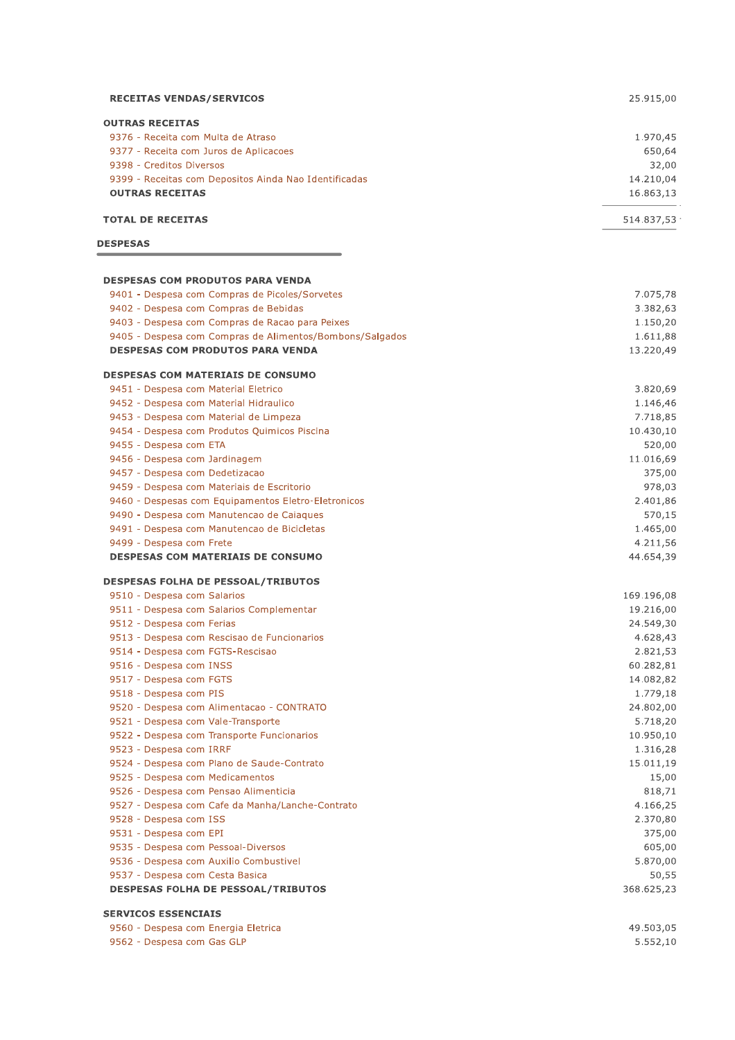| | |
|---|---|
| **RECEITAS VENDAS/SERVICOS** | 25.915,00 |
| **OUTRAS RECEITAS** | |
| 9376 - Receita com Multa de Atraso | 1.970,45 |
| 9377 - Receita com Juros de Aplicacoes | 650,64 |
| 9398 - Creditos Diversos | 32,00 |
| 9399 - Receitas com Depositos Ainda Nao Identificadas | 14.210,04 |
| **OUTRAS RECEITAS** | 16.863,13 |
| **TOTAL DE RECEITAS** | 514.837,53 |

## DESPESAS

| | |
|---|---|
| **DESPESAS COM PRODUTOS PARA VENDA** | |
| 9401 - Despesa com Compras de Picoles/Sorvetes | 7.075,78 |
| 9402 - Despesa com Compras de Bebidas | 3.382,63 |
| 9403 - Despesa com Compras de Racao para Peixes | 1.150,20 |
| 9405 - Despesa com Compras de Alimentos/Bombons/Salgados | 1.611,88 |
| **DESPESAS COM PRODUTOS PARA VENDA** | 13.220,49 |
| **DESPESAS COM MATERIAIS DE CONSUMO** | |
| 9451 - Despesa com Material Eletrico | 3.820,69 |
| 9452 - Despesa com Material Hidraulico | 1.146,46 |
| 9453 - Despesa com Material de Limpeza | 7.718,85 |
| 9454 - Despesa com Produtos Quimicos Piscina | 10.430,10 |
| 9455 - Despesa com ETA | 520,00 |
| 9456 - Despesa com Jardinagem | 11.016,69 |
| 9457 - Despesa com Dedetizacao | 375,00 |
| 9459 - Despesa com Materiais de Escritorio | 978,03 |
| 9460 - Despesas com Equipamentos Eletro-Eletronicos | 2.401,86 |
| 9490 - Despesa com Manutencao de Caiaques | 570,15 |
| 9491 - Despesa com Manutencao de Bicicletas | 1.465,00 |
| 9499 - Despesa com Frete | 4.211,56 |
| **DESPESAS COM MATERIAIS DE CONSUMO** | 44.654,39 |
| **DESPESAS FOLHA DE PESSOAL/TRIBUTOS** | |
| 9510 - Despesa com Salarios | 169.196,08 |
| 9511 - Despesa com Salarios Complementar | 19.216,00 |
| 9512 - Despesa com Ferias | 24.549,30 |
| 9513 - Despesa com Rescisao de Funcionarios | 4.628,43 |
| 9514 - Despesa com FGTS-Rescisao | 2.821,53 |
| 9516 - Despesa com INSS | 60.282,81 |
| 9517 - Despesa com FGTS | 14.082,82 |
| 9518 - Despesa com PIS | 1.779,18 |
| 9520 - Despesa com Alimentacao - CONTRATO | 24.802,00 |
| 9521 - Despesa com Vale-Transporte | 5.718,20 |
| 9522 - Despesa com Transporte Funcionarios | 10.950,10 |
| 9523 - Despesa com IRRF | 1.316,28 |
| 9524 - Despesa com Plano de Saude-Contrato | 15.011,19 |
| 9525 - Despesa com Medicamentos | 15,00 |
| 9526 - Despesa com Pensao Alimenticia | 818,71 |
| 9527 - Despesa com Cafe da Manha/Lanche-Contrato | 4.166,25 |
| 9528 - Despesa com ISS | 2.370,80 |
| 9531 - Despesa com EPI | 375,00 |
| 9535 - Despesa com Pessoal-Diversos | 605,00 |
| 9536 - Despesa com Auxilio Combustivel | 5.870,00 |
| 9537 - Despesa com Cesta Basica | 50,55 |
| **DESPESAS FOLHA DE PESSOAL/TRIBUTOS** | 368.625,23 |
| **SERVICOS ESSENCIAIS** | |
| 9560 - Despesa com Energia Eletrica | 49.503,05 |
| 9562 - Despesa com Gas GLP | 5.552,10 |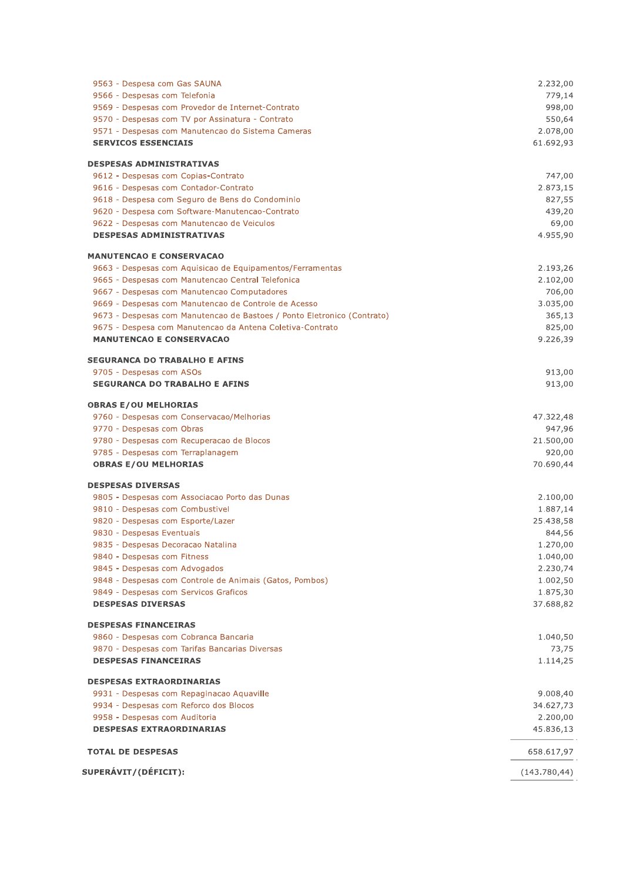| Descrição | Valor |
|---|---|
| 9563 - Despesa com Gas SAUNA | 2.232,00 |
| 9566 - Despesas com Telefonia | 779,14 |
| 9569 - Despesas com Provedor de Internet-Contrato | 998,00 |
| 9570 - Despesas com TV por Assinatura - Contrato | 550,64 |
| 9571 - Despesas com Manutencao do Sistema Cameras | 2.078,00 |
| **SERVICOS ESSENCIAIS** | **61.692,93** |
| | |
| **DESPESAS ADMINISTRATIVAS** | |
| 9612 - Despesas com Copias-Contrato | 747,00 |
| 9616 - Despesas com Contador-Contrato | 2.873,15 |
| 9618 - Despesa com Seguro de Bens do Condominio | 827,55 |
| 9620 - Despesa com Software-Manutencao-Contrato | 439,20 |
| 9622 - Despesas com Manutencao de Veiculos | 69,00 |
| **DESPESAS ADMINISTRATIVAS** | **4.955,90** |
| | |
| **MANUTENCAO E CONSERVACAO** | |
| 9663 - Despesas com Aquisicao de Equipamentos/Ferramentas | 2.193,26 |
| 9665 - Despesas com Manutencao Central Telefonica | 2.102,00 |
| 9667 - Despesas com Manutencao Computadores | 706,00 |
| 9669 - Despesas com Manutencao de Controle de Acesso | 3.035,00 |
| 9673 - Despesas com Manutencao de Bastoes / Ponto Eletronico (Contrato) | 365,13 |
| 9675 - Despesa com Manutencao da Antena Coletiva-Contrato | 825,00 |
| **MANUTENCAO E CONSERVACAO** | **9.226,39** |
| | |
| **SEGURANCA DO TRABALHO E AFINS** | |
| 9705 - Despesas com ASOs | 913,00 |
| **SEGURANCA DO TRABALHO E AFINS** | **913,00** |
| | |
| **OBRAS E/OU MELHORIAS** | |
| 9760 - Despesas com Conservacao/Melhorias | 47.322,48 |
| 9770 - Despesas com Obras | 947,96 |
| 9780 - Despesas com Recuperacao de Blocos | 21.500,00 |
| 9785 - Despesas com Terraplanagem | 920,00 |
| **OBRAS E/OU MELHORIAS** | **70.690,44** |
| | |
| **DESPESAS DIVERSAS** | |
| 9805 - Despesas com Associacao Porto das Dunas | 2.100,00 |
| 9810 - Despesas com Combustivel | 1.887,14 |
| 9820 - Despesas com Esporte/Lazer | 25.438,58 |
| 9830 - Despesas Eventuais | 844,56 |
| 9835 - Despesas Decoracao Natalina | 1.270,00 |
| 9840 - Despesas com Fitness | 1.040,00 |
| 9845 - Despesas com Advogados | 2.230,74 |
| 9848 - Despesas com Controle de Animais (Gatos, Pombos) | 1.002,50 |
| 9849 - Despesas com Servicos Graficos | 1.875,30 |
| **DESPESAS DIVERSAS** | **37.688,82** |
| | |
| **DESPESAS FINANCEIRAS** | |
| 9860 - Despesas com Cobranca Bancaria | 1.040,50 |
| 9870 - Despesas com Tarifas Bancarias Diversas | 73,75 |
| **DESPESAS FINANCEIRAS** | **1.114,25** |
| | |
| **DESPESAS EXTRAORDINARIAS** | |
| 9931 - Despesas com Repaginacao Aquaville | 9.008,40 |
| 9934 - Despesas com Reforco dos Blocos | 34.627,73 |
| 9958 - Despesas com Auditoria | 2.200,00 |
| **DESPESAS EXTRAORDINARIAS** | **45.836,13** |
| | |
| **TOTAL DE DESPESAS** | **658.617,97** |
| | |
| **SUPERÁVIT/(DÉFICIT):** | **(143.780,44)** |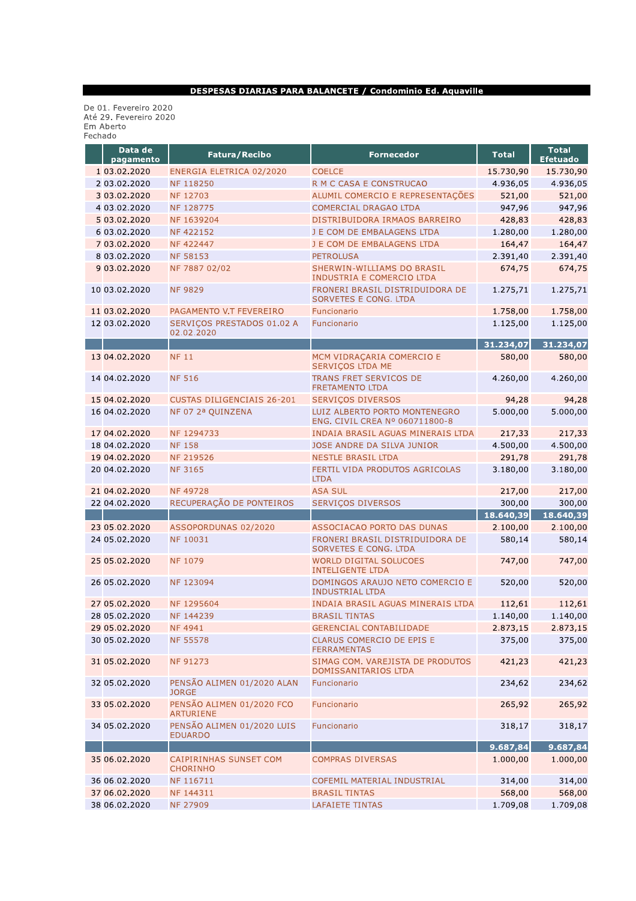**DESPESAS DIARIAS PARA BALANCETE / Condominio Ed. Aquaville**

De 01. Fevereiro 2020
Até 29. Fevereiro 2020
Em Aberto
Fechado

| | Data de pagamento | Fatura/Recibo | Fornecedor | Total | Total Efetuado |
|---|---|---|---|---|---|
| 1 | 03.02.2020 | ENERGIA ELETRICA 02/2020 | COELCE | 15.730,90 | 15.730,90 |
| 2 | 03.02.2020 | NF 118250 | R M C CASA E CONSTRUCAO | 4.936,05 | 4.936,05 |
| 3 | 03.02.2020 | NF 12703 | ALUMIL COMERCIO E REPRESENTAÇÕES | 521,00 | 521,00 |
| 4 | 03.02.2020 | NF 128775 | COMERCIAL DRAGAO LTDA | 947,96 | 947,96 |
| 5 | 03.02.2020 | NF 1639204 | DISTRIBUIDORA IRMAOS BARREIRO | 428,83 | 428,83 |
| 6 | 03.02.2020 | NF 422152 | J E COM DE EMBALAGENS LTDA | 1.280,00 | 1.280,00 |
| 7 | 03.02.2020 | NF 422447 | J E COM DE EMBALAGENS LTDA | 164,47 | 164,47 |
| 8 | 03.02.2020 | NF 58153 | PETROLUSA | 2.391,40 | 2.391,40 |
| 9 | 03.02.2020 | NF 7887 02/02 | SHERWIN-WILLIAMS DO BRASIL INDUSTRIA E COMERCIO LTDA | 674,75 | 674,75 |
| 10 | 03.02.2020 | NF 9829 | FRONERI BRASIL DISTRIDUIDORA DE SORVETES E CONG. LTDA | 1.275,71 | 1.275,71 |
| 11 | 03.02.2020 | PAGAMENTO V.T FEVEREIRO | Funcionario | 1.758,00 | 1.758,00 |
| 12 | 03.02.2020 | SERVIÇOS PRESTADOS 01.02 A 02.02.2020 | Funcionario | 1.125,00 | 1.125,00 |
| | | | | **31.234,07** | **31.234,07** |
| 13 | 04.02.2020 | NF 11 | MCM VIDRAÇARIA COMERCIO E SERVIÇOS LTDA ME | 580,00 | 580,00 |
| 14 | 04.02.2020 | NF 516 | TRANS FRET SERVICOS DE FRETAMENTO LTDA | 4.260,00 | 4.260,00 |
| 15 | 04.02.2020 | CUSTAS DILIGENCIAIS 26-201 | SERVIÇOS DIVERSOS | 94,28 | 94,28 |
| 16 | 04.02.2020 | NF 07 2ª QUINZENA | LUIZ ALBERTO PORTO MONTENEGRO ENG. CIVIL CREA Nº 060711800-8 | 5.000,00 | 5.000,00 |
| 17 | 04.02.2020 | NF 1294733 | INDAIA BRASIL AGUAS MINERAIS LTDA | 217,33 | 217,33 |
| 18 | 04.02.2020 | NF 158 | JOSE ANDRE DA SILVA JUNIOR | 4.500,00 | 4.500,00 |
| 19 | 04.02.2020 | NF 219526 | NESTLE BRASIL LTDA | 291,78 | 291,78 |
| 20 | 04.02.2020 | NF 3165 | FERTIL VIDA PRODUTOS AGRICOLAS LTDA | 3.180,00 | 3.180,00 |
| 21 | 04.02.2020 | NF 49728 | ASA SUL | 217,00 | 217,00 |
| 22 | 04.02.2020 | RECUPERAÇÃO DE PONTEIROS | SERVIÇOS DIVERSOS | 300,00 | 300,00 |
| | | | | **18.640,39** | **18.640,39** |
| 23 | 05.02.2020 | ASSOPORDUNAS 02/2020 | ASSOCIACAO PORTO DAS DUNAS | 2.100,00 | 2.100,00 |
| 24 | 05.02.2020 | NF 10031 | FRONERI BRASIL DISTRIDUIDORA DE SORVETES E CONG. LTDA | 580,14 | 580,14 |
| 25 | 05.02.2020 | NF 1079 | WORLD DIGITAL SOLUCOES INTELIGENTE LTDA | 747,00 | 747,00 |
| 26 | 05.02.2020 | NF 123094 | DOMINGOS ARAUJO NETO COMERCIO E INDUSTRIAL LTDA | 520,00 | 520,00 |
| 27 | 05.02.2020 | NF 1295604 | INDAIA BRASIL AGUAS MINERAIS LTDA | 112,61 | 112,61 |
| 28 | 05.02.2020 | NF 144239 | BRASIL TINTAS | 1.140,00 | 1.140,00 |
| 29 | 05.02.2020 | NF 4941 | GERENCIAL CONTABILIDADE | 2.873,15 | 2.873,15 |
| 30 | 05.02.2020 | NF 55578 | CLARUS COMERCIO DE EPIS E FERRAMENTAS | 375,00 | 375,00 |
| 31 | 05.02.2020 | NF 91273 | SIMAG COM. VAREJISTA DE PRODUTOS DOMISSANITARIOS LTDA | 421,23 | 421,23 |
| 32 | 05.02.2020 | PENSÃO ALIMEN 01/2020 ALAN JORGE | Funcionario | 234,62 | 234,62 |
| 33 | 05.02.2020 | PENSÃO ALIMEN 01/2020 FCO ARTURIENE | Funcionario | 265,92 | 265,92 |
| 34 | 05.02.2020 | PENSÃO ALIMEN 01/2020 LUIS EDUARDO | Funcionario | 318,17 | 318,17 |
| | | | | **9.687,84** | **9.687,84** |
| 35 | 06.02.2020 | CAIPIRINHAS SUNSET COM CHORINHO | COMPRAS DIVERSAS | 1.000,00 | 1.000,00 |
| 36 | 06.02.2020 | NF 116711 | COFEMIL MATERIAL INDUSTRIAL | 314,00 | 314,00 |
| 37 | 06.02.2020 | NF 144311 | BRASIL TINTAS | 568,00 | 568,00 |
| 38 | 06.02.2020 | NF 27909 | LAFAIETE TINTAS | 1.709,08 | 1.709,08 |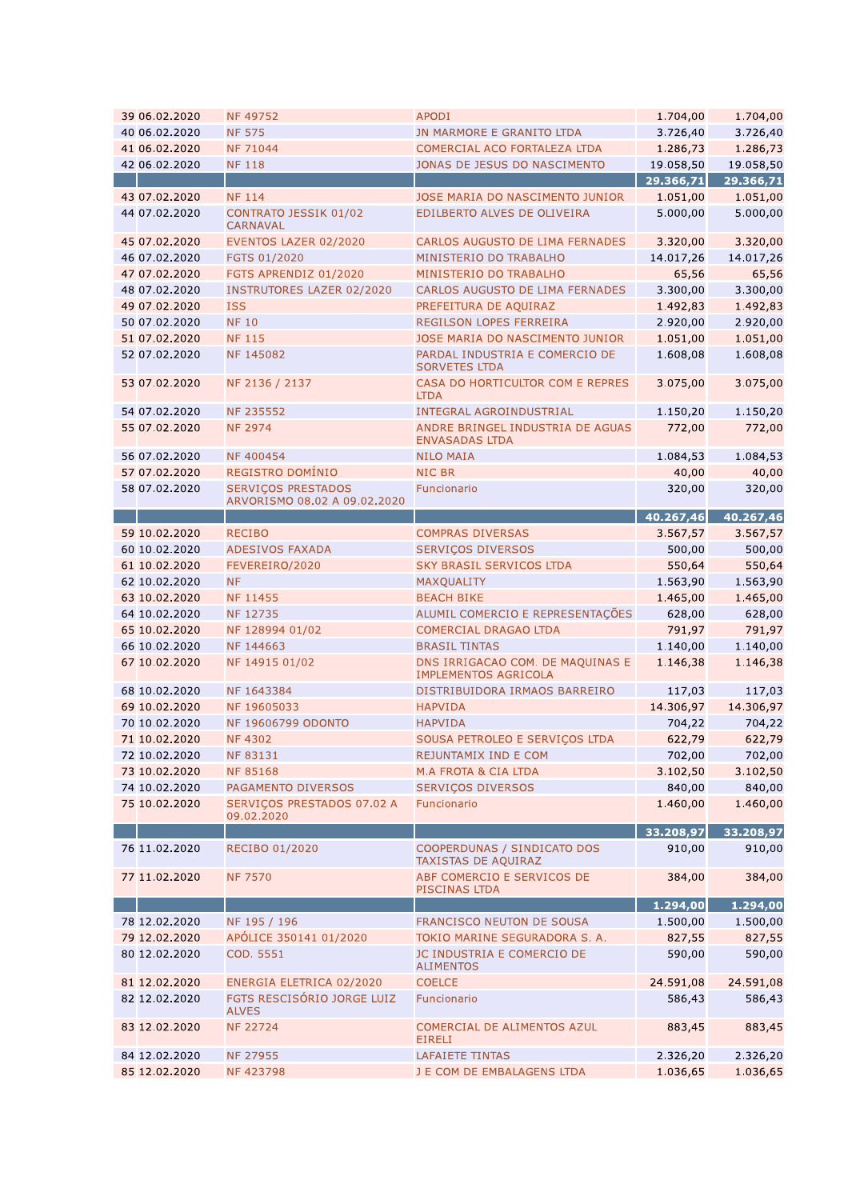| | | | | | |
|---|---|---|---|---|---|
| 39 | 06.02.2020 | NF 49752 | APODI | 1.704,00 | 1.704,00 |
| 40 | 06.02.2020 | NF 575 | JN MARMORE E GRANITO LTDA | 3.726,40 | 3.726,40 |
| 41 | 06.02.2020 | NF 71044 | COMERCIAL ACO FORTALEZA LTDA | 1.286,73 | 1.286,73 |
| 42 | 06.02.2020 | NF 118 | JONAS DE JESUS DO NASCIMENTO | 19.058,50 | 19.058,50 |
| | | | | **29.366,71** | **29.366,71** |
| 43 | 07.02.2020 | NF 114 | JOSE MARIA DO NASCIMENTO JUNIOR | 1.051,00 | 1.051,00 |
| 44 | 07.02.2020 | CONTRATO JESSIK 01/02 CARNAVAL | EDILBERTO ALVES DE OLIVEIRA | 5.000,00 | 5.000,00 |
| 45 | 07.02.2020 | EVENTOS LAZER 02/2020 | CARLOS AUGUSTO DE LIMA FERNADES | 3.320,00 | 3.320,00 |
| 46 | 07.02.2020 | FGTS 01/2020 | MINISTERIO DO TRABALHO | 14.017,26 | 14.017,26 |
| 47 | 07.02.2020 | FGTS APRENDIZ 01/2020 | MINISTERIO DO TRABALHO | 65,56 | 65,56 |
| 48 | 07.02.2020 | INSTRUTORES LAZER 02/2020 | CARLOS AUGUSTO DE LIMA FERNADES | 3.300,00 | 3.300,00 |
| 49 | 07.02.2020 | ISS | PREFEITURA DE AQUIRAZ | 1.492,83 | 1.492,83 |
| 50 | 07.02.2020 | NF 10 | REGILSON LOPES FERREIRA | 2.920,00 | 2.920,00 |
| 51 | 07.02.2020 | NF 115 | JOSE MARIA DO NASCIMENTO JUNIOR | 1.051,00 | 1.051,00 |
| 52 | 07.02.2020 | NF 145082 | PARDAL INDUSTRIA E COMERCIO DE SORVETES LTDA | 1.608,08 | 1.608,08 |
| 53 | 07.02.2020 | NF 2136 / 2137 | CASA DO HORTICULTOR COM E REPRES LTDA | 3.075,00 | 3.075,00 |
| 54 | 07.02.2020 | NF 235552 | INTEGRAL AGROINDUSTRIAL | 1.150,20 | 1.150,20 |
| 55 | 07.02.2020 | NF 2974 | ANDRE BRINGEL INDUSTRIA DE AGUAS ENVASADAS LTDA | 772,00 | 772,00 |
| 56 | 07.02.2020 | NF 400454 | NILO MAIA | 1.084,53 | 1.084,53 |
| 57 | 07.02.2020 | REGISTRO DOMÍNIO | NIC BR | 40,00 | 40,00 |
| 58 | 07.02.2020 | SERVIÇOS PRESTADOS ARVORISMO 08.02 A 09.02.2020 | Funcionario | 320,00 | 320,00 |
| | | | | **40.267,46** | **40.267,46** |
| 59 | 10.02.2020 | RECIBO | COMPRAS DIVERSAS | 3.567,57 | 3.567,57 |
| 60 | 10.02.2020 | ADESIVOS FAXADA | SERVIÇOS DIVERSOS | 500,00 | 500,00 |
| 61 | 10.02.2020 | FEVEREIRO/2020 | SKY BRASIL SERVICOS LTDA | 550,64 | 550,64 |
| 62 | 10.02.2020 | NF | MAXQUALITY | 1.563,90 | 1.563,90 |
| 63 | 10.02.2020 | NF 11455 | BEACH BIKE | 1.465,00 | 1.465,00 |
| 64 | 10.02.2020 | NF 12735 | ALUMIL COMERCIO E REPRESENTAÇÕES | 628,00 | 628,00 |
| 65 | 10.02.2020 | NF 128994 01/02 | COMERCIAL DRAGAO LTDA | 791,97 | 791,97 |
| 66 | 10.02.2020 | NF 144663 | BRASIL TINTAS | 1.140,00 | 1.140,00 |
| 67 | 10.02.2020 | NF 14915 01/02 | DNS IRRIGACAO COM. DE MAQUINAS E IMPLEMENTOS AGRICOLA | 1.146,38 | 1.146,38 |
| 68 | 10.02.2020 | NF 1643384 | DISTRIBUIDORA IRMAOS BARREIRO | 117,03 | 117,03 |
| 69 | 10.02.2020 | NF 19605033 | HAPVIDA | 14.306,97 | 14.306,97 |
| 70 | 10.02.2020 | NF 19606799 ODONTO | HAPVIDA | 704,22 | 704,22 |
| 71 | 10.02.2020 | NF 4302 | SOUSA PETROLEO E SERVIÇOS LTDA | 622,79 | 622,79 |
| 72 | 10.02.2020 | NF 83131 | REJUNTAMIX IND E COM | 702,00 | 702,00 |
| 73 | 10.02.2020 | NF 85168 | M.A FROTA & CIA LTDA | 3.102,50 | 3.102,50 |
| 74 | 10.02.2020 | PAGAMENTO DIVERSOS | SERVIÇOS DIVERSOS | 840,00 | 840,00 |
| 75 | 10.02.2020 | SERVIÇOS PRESTADOS 07.02 A 09.02.2020 | Funcionario | 1.460,00 | 1.460,00 |
| | | | | **33.208,97** | **33.208,97** |
| 76 | 11.02.2020 | RECIBO 01/2020 | COOPERDUNAS / SINDICATO DOS TAXISTAS DE AQUIRAZ | 910,00 | 910,00 |
| 77 | 11.02.2020 | NF 7570 | ABF COMERCIO E SERVICOS DE PISCINAS LTDA | 384,00 | 384,00 |
| | | | | **1.294,00** | **1.294,00** |
| 78 | 12.02.2020 | NF 195 / 196 | FRANCISCO NEUTON DE SOUSA | 1.500,00 | 1.500,00 |
| 79 | 12.02.2020 | APÓLICE 350141 01/2020 | TOKIO MARINE SEGURADORA S. A. | 827,55 | 827,55 |
| 80 | 12.02.2020 | COD. 5551 | JC INDUSTRIA E COMERCIO DE ALIMENTOS | 590,00 | 590,00 |
| 81 | 12.02.2020 | ENERGIA ELETRICA 02/2020 | COELCE | 24.591,08 | 24.591,08 |
| 82 | 12.02.2020 | FGTS RESCISÓRIO JORGE LUIZ ALVES | Funcionario | 586,43 | 586,43 |
| 83 | 12.02.2020 | NF 22724 | COMERCIAL DE ALIMENTOS AZUL EIRELI | 883,45 | 883,45 |
| 84 | 12.02.2020 | NF 27955 | LAFAIETE TINTAS | 2.326,20 | 2.326,20 |
| 85 | 12.02.2020 | NF 423798 | J E COM DE EMBALAGENS LTDA | 1.036,65 | 1.036,65 |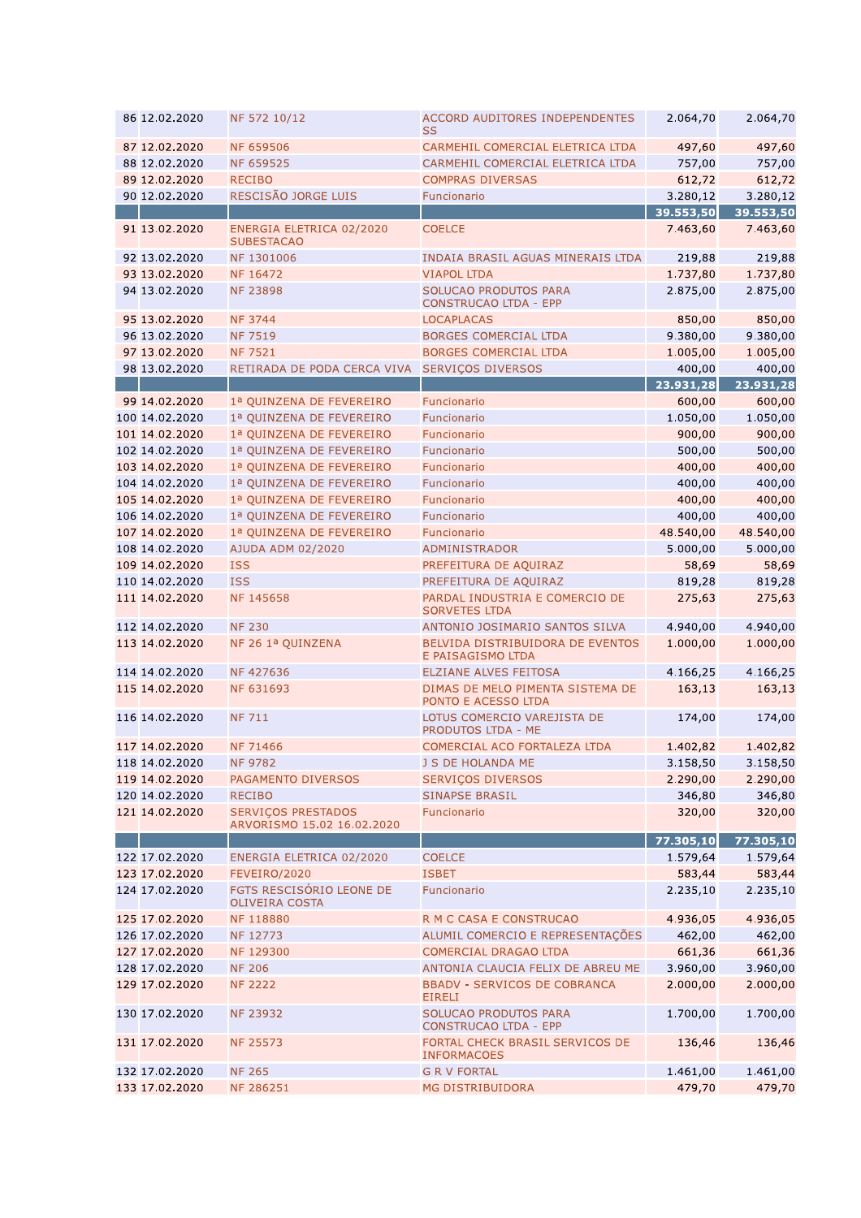| | | | | | |
|---|---|---|---|---|---|
| 86 | 12.02.2020 | NF 572 10/12 | ACCORD AUDITORES INDEPENDENTES SS | 2.064,70 | 2.064,70 |
| 87 | 12.02.2020 | NF 659506 | CARMEHIL COMERCIAL ELETRICA LTDA | 497,60 | 497,60 |
| 88 | 12.02.2020 | NF 659525 | CARMEHIL COMERCIAL ELETRICA LTDA | 757,00 | 757,00 |
| 89 | 12.02.2020 | RECIBO | COMPRAS DIVERSAS | 612,72 | 612,72 |
| 90 | 12.02.2020 | RESCISÃO JORGE LUIS | Funcionario | 3.280,12 | 3.280,12 |
| | | | | **39.553,50** | **39.553,50** |
| 91 | 13.02.2020 | ENERGIA ELETRICA 02/2020 SUBESTACAO | COELCE | 7.463,60 | 7.463,60 |
| 92 | 13.02.2020 | NF 1301006 | INDAIA BRASIL AGUAS MINERAIS LTDA | 219,88 | 219,88 |
| 93 | 13.02.2020 | NF 16472 | VIAPOL LTDA | 1.737,80 | 1.737,80 |
| 94 | 13.02.2020 | NF 23898 | SOLUCAO PRODUTOS PARA CONSTRUCAO LTDA - EPP | 2.875,00 | 2.875,00 |
| 95 | 13.02.2020 | NF 3744 | LOCAPLACAS | 850,00 | 850,00 |
| 96 | 13.02.2020 | NF 7519 | BORGES COMERCIAL LTDA | 9.380,00 | 9.380,00 |
| 97 | 13.02.2020 | NF 7521 | BORGES COMERCIAL LTDA | 1.005,00 | 1.005,00 |
| 98 | 13.02.2020 | RETIRADA DE PODA CERCA VIVA | SERVIÇOS DIVERSOS | 400,00 | 400,00 |
| | | | | **23.931,28** | **23.931,28** |
| 99 | 14.02.2020 | 1ª QUINZENA DE FEVEREIRO | Funcionario | 600,00 | 600,00 |
| 100 | 14.02.2020 | 1ª QUINZENA DE FEVEREIRO | Funcionario | 1.050,00 | 1.050,00 |
| 101 | 14.02.2020 | 1ª QUINZENA DE FEVEREIRO | Funcionario | 900,00 | 900,00 |
| 102 | 14.02.2020 | 1ª QUINZENA DE FEVEREIRO | Funcionario | 500,00 | 500,00 |
| 103 | 14.02.2020 | 1ª QUINZENA DE FEVEREIRO | Funcionario | 400,00 | 400,00 |
| 104 | 14.02.2020 | 1ª QUINZENA DE FEVEREIRO | Funcionario | 400,00 | 400,00 |
| 105 | 14.02.2020 | 1ª QUINZENA DE FEVEREIRO | Funcionario | 400,00 | 400,00 |
| 106 | 14.02.2020 | 1ª QUINZENA DE FEVEREIRO | Funcionario | 400,00 | 400,00 |
| 107 | 14.02.2020 | 1ª QUINZENA DE FEVEREIRO | Funcionario | 48.540,00 | 48.540,00 |
| 108 | 14.02.2020 | AJUDA ADM 02/2020 | ADMINISTRADOR | 5.000,00 | 5.000,00 |
| 109 | 14.02.2020 | ISS | PREFEITURA DE AQUIRAZ | 58,69 | 58,69 |
| 110 | 14.02.2020 | ISS | PREFEITURA DE AQUIRAZ | 819,28 | 819,28 |
| 111 | 14.02.2020 | NF 145658 | PARDAL INDUSTRIA E COMERCIO DE SORVETES LTDA | 275,63 | 275,63 |
| 112 | 14.02.2020 | NF 230 | ANTONIO JOSIMARIO SANTOS SILVA | 4.940,00 | 4.940,00 |
| 113 | 14.02.2020 | NF 26 1ª QUINZENA | BELVIDA DISTRIBUIDORA DE EVENTOS E PAISAGISMO LTDA | 1.000,00 | 1.000,00 |
| 114 | 14.02.2020 | NF 427636 | ELZIANE ALVES FEITOSA | 4.166,25 | 4.166,25 |
| 115 | 14.02.2020 | NF 631693 | DIMAS DE MELO PIMENTA SISTEMA DE PONTO E ACESSO LTDA | 163,13 | 163,13 |
| 116 | 14.02.2020 | NF 711 | LOTUS COMERCIO VAREJISTA DE PRODUTOS LTDA - ME | 174,00 | 174,00 |
| 117 | 14.02.2020 | NF 71466 | COMERCIAL ACO FORTALEZA LTDA | 1.402,82 | 1.402,82 |
| 118 | 14.02.2020 | NF 9782 | J S DE HOLANDA ME | 3.158,50 | 3.158,50 |
| 119 | 14.02.2020 | PAGAMENTO DIVERSOS | SERVIÇOS DIVERSOS | 2.290,00 | 2.290,00 |
| 120 | 14.02.2020 | RECIBO | SINAPSE BRASIL | 346,80 | 346,80 |
| 121 | 14.02.2020 | SERVIÇOS PRESTADOS ARVORISMO 15.02 16.02.2020 | Funcionario | 320,00 | 320,00 |
| | | | | **77.305,10** | **77.305,10** |
| 122 | 17.02.2020 | ENERGIA ELETRICA 02/2020 | COELCE | 1.579,64 | 1.579,64 |
| 123 | 17.02.2020 | FEVEIRO/2020 | ISBET | 583,44 | 583,44 |
| 124 | 17.02.2020 | FGTS RESCISÓRIO LEONE DE OLIVEIRA COSTA | Funcionario | 2.235,10 | 2.235,10 |
| 125 | 17.02.2020 | NF 118880 | R M C CASA E CONSTRUCAO | 4.936,05 | 4.936,05 |
| 126 | 17.02.2020 | NF 12773 | ALUMIL COMERCIO E REPRESENTAÇÕES | 462,00 | 462,00 |
| 127 | 17.02.2020 | NF 129300 | COMERCIAL DRAGAO LTDA | 661,36 | 661,36 |
| 128 | 17.02.2020 | NF 206 | ANTONIA CLAUCIA FELIX DE ABREU ME | 3.960,00 | 3.960,00 |
| 129 | 17.02.2020 | NF 2222 | BBADV - SERVICOS DE COBRANCA EIRELI | 2.000,00 | 2.000,00 |
| 130 | 17.02.2020 | NF 23932 | SOLUCAO PRODUTOS PARA CONSTRUCAO LTDA - EPP | 1.700,00 | 1.700,00 |
| 131 | 17.02.2020 | NF 25573 | FORTAL CHECK BRASIL SERVICOS DE INFORMACOES | 136,46 | 136,46 |
| 132 | 17.02.2020 | NF 265 | G R V FORTAL | 1.461,00 | 1.461,00 |
| 133 | 17.02.2020 | NF 286251 | MG DISTRIBUIDORA | 479,70 | 479,70 |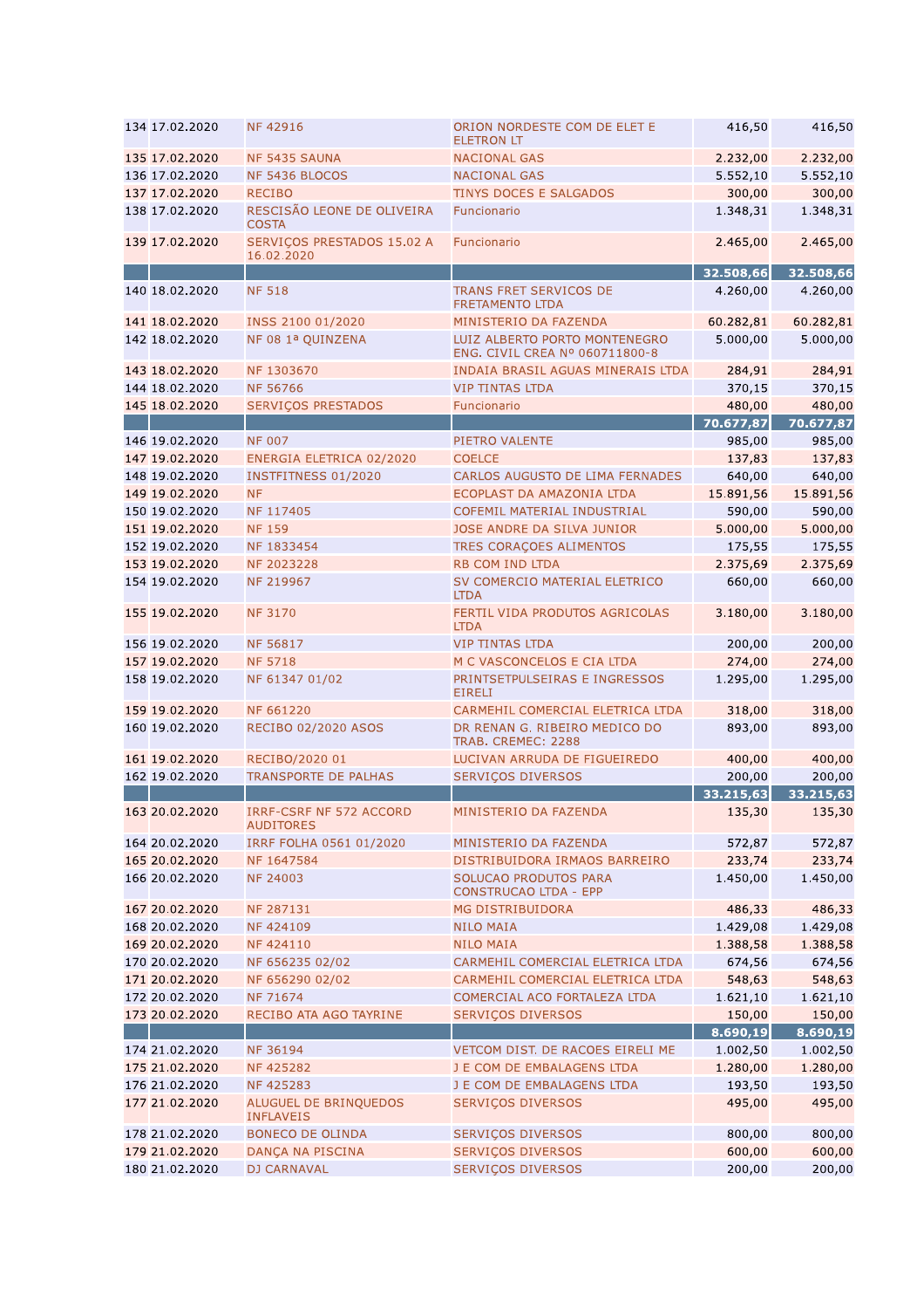| | | | | | |
|---|---|---|---|---|---|
| 134 | 17.02.2020 | NF 42916 | ORION NORDESTE COM DE ELET E ELETRON LT | 416,50 | 416,50 |
| 135 | 17.02.2020 | NF 5435 SAUNA | NACIONAL GAS | 2.232,00 | 2.232,00 |
| 136 | 17.02.2020 | NF 5436 BLOCOS | NACIONAL GAS | 5.552,10 | 5.552,10 |
| 137 | 17.02.2020 | RECIBO | TINYS DOCES E SALGADOS | 300,00 | 300,00 |
| 138 | 17.02.2020 | RESCISÃO LEONE DE OLIVEIRA COSTA | Funcionario | 1.348,31 | 1.348,31 |
| 139 | 17.02.2020 | SERVIÇOS PRESTADOS 15.02 A 16.02.2020 | Funcionario | 2.465,00 | 2.465,00 |
| | | | | **32.508,66** | **32.508,66** |
| 140 | 18.02.2020 | NF 518 | TRANS FRET SERVICOS DE FRETAMENTO LTDA | 4.260,00 | 4.260,00 |
| 141 | 18.02.2020 | INSS 2100 01/2020 | MINISTERIO DA FAZENDA | 60.282,81 | 60.282,81 |
| 142 | 18.02.2020 | NF 08 1ª QUINZENA | LUIZ ALBERTO PORTO MONTENEGRO ENG. CIVIL CREA Nº 060711800-8 | 5.000,00 | 5.000,00 |
| 143 | 18.02.2020 | NF 1303670 | INDAIA BRASIL AGUAS MINERAIS LTDA | 284,91 | 284,91 |
| 144 | 18.02.2020 | NF 56766 | VIP TINTAS LTDA | 370,15 | 370,15 |
| 145 | 18.02.2020 | SERVIÇOS PRESTADOS | Funcionario | 480,00 | 480,00 |
| | | | | **70.677,87** | **70.677,87** |
| 146 | 19.02.2020 | NF 007 | PIETRO VALENTE | 985,00 | 985,00 |
| 147 | 19.02.2020 | ENERGIA ELETRICA 02/2020 | COELCE | 137,83 | 137,83 |
| 148 | 19.02.2020 | INSTFITNESS 01/2020 | CARLOS AUGUSTO DE LIMA FERNADES | 640,00 | 640,00 |
| 149 | 19.02.2020 | NF | ECOPLAST DA AMAZONIA LTDA | 15.891,56 | 15.891,56 |
| 150 | 19.02.2020 | NF 117405 | COFEMIL MATERIAL INDUSTRIAL | 590,00 | 590,00 |
| 151 | 19.02.2020 | NF 159 | JOSE ANDRE DA SILVA JUNIOR | 5.000,00 | 5.000,00 |
| 152 | 19.02.2020 | NF 1833454 | TRES CORAÇOES ALIMENTOS | 175,55 | 175,55 |
| 153 | 19.02.2020 | NF 2023228 | RB COM IND LTDA | 2.375,69 | 2.375,69 |
| 154 | 19.02.2020 | NF 219967 | SV COMERCIO MATERIAL ELETRICO LTDA | 660,00 | 660,00 |
| 155 | 19.02.2020 | NF 3170 | FERTIL VIDA PRODUTOS AGRICOLAS LTDA | 3.180,00 | 3.180,00 |
| 156 | 19.02.2020 | NF 56817 | VIP TINTAS LTDA | 200,00 | 200,00 |
| 157 | 19.02.2020 | NF 5718 | M C VASCONCELOS E CIA LTDA | 274,00 | 274,00 |
| 158 | 19.02.2020 | NF 61347 01/02 | PRINTSETPULSEIRAS E INGRESSOS EIRELI | 1.295,00 | 1.295,00 |
| 159 | 19.02.2020 | NF 661220 | CARMEHIL COMERCIAL ELETRICA LTDA | 318,00 | 318,00 |
| 160 | 19.02.2020 | RECIBO 02/2020 ASOS | DR RENAN G. RIBEIRO MEDICO DO TRAB. CREMEC: 2288 | 893,00 | 893,00 |
| 161 | 19.02.2020 | RECIBO/2020 01 | LUCIVAN ARRUDA DE FIGUEIREDO | 400,00 | 400,00 |
| 162 | 19.02.2020 | TRANSPORTE DE PALHAS | SERVIÇOS DIVERSOS | 200,00 | 200,00 |
| | | | | **33.215,63** | **33.215,63** |
| 163 | 20.02.2020 | IRRF-CSRF NF 572 ACCORD AUDITORES | MINISTERIO DA FAZENDA | 135,30 | 135,30 |
| 164 | 20.02.2020 | IRRF FOLHA 0561 01/2020 | MINISTERIO DA FAZENDA | 572,87 | 572,87 |
| 165 | 20.02.2020 | NF 1647584 | DISTRIBUIDORA IRMAOS BARREIRO | 233,74 | 233,74 |
| 166 | 20.02.2020 | NF 24003 | SOLUCAO PRODUTOS PARA CONSTRUCAO LTDA - EPP | 1.450,00 | 1.450,00 |
| 167 | 20.02.2020 | NF 287131 | MG DISTRIBUIDORA | 486,33 | 486,33 |
| 168 | 20.02.2020 | NF 424109 | NILO MAIA | 1.429,08 | 1.429,08 |
| 169 | 20.02.2020 | NF 424110 | NILO MAIA | 1.388,58 | 1.388,58 |
| 170 | 20.02.2020 | NF 656235 02/02 | CARMEHIL COMERCIAL ELETRICA LTDA | 674,56 | 674,56 |
| 171 | 20.02.2020 | NF 656290 02/02 | CARMEHIL COMERCIAL ELETRICA LTDA | 548,63 | 548,63 |
| 172 | 20.02.2020 | NF 71674 | COMERCIAL ACO FORTALEZA LTDA | 1.621,10 | 1.621,10 |
| 173 | 20.02.2020 | RECIBO ATA AGO TAYRINE | SERVIÇOS DIVERSOS | 150,00 | 150,00 |
| | | | | **8.690,19** | **8.690,19** |
| 174 | 21.02.2020 | NF 36194 | VETCOM DIST. DE RACOES EIRELI ME | 1.002,50 | 1.002,50 |
| 175 | 21.02.2020 | NF 425282 | J E COM DE EMBALAGENS LTDA | 1.280,00 | 1.280,00 |
| 176 | 21.02.2020 | NF 425283 | J E COM DE EMBALAGENS LTDA | 193,50 | 193,50 |
| 177 | 21.02.2020 | ALUGUEL DE BRINQUEDOS INFLAVEIS | SERVIÇOS DIVERSOS | 495,00 | 495,00 |
| 178 | 21.02.2020 | BONECO DE OLINDA | SERVIÇOS DIVERSOS | 800,00 | 800,00 |
| 179 | 21.02.2020 | DANÇA NA PISCINA | SERVIÇOS DIVERSOS | 600,00 | 600,00 |
| 180 | 21.02.2020 | DJ CARNAVAL | SERVIÇOS DIVERSOS | 200,00 | 200,00 |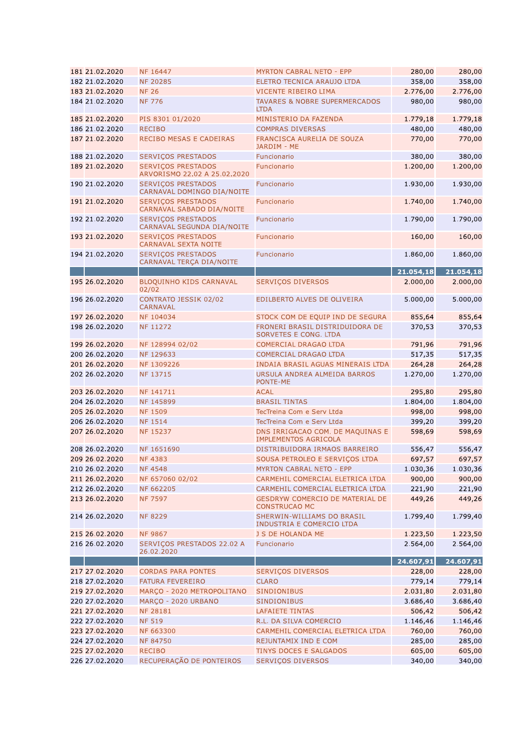| | | | | | |
|---|---|---|---|---|---|
| 181 | 21.02.2020 | NF 16447 | MYRTON CABRAL NETO - EPP | 280,00 | 280,00 |
| 182 | 21.02.2020 | NF 20285 | ELETRO TECNICA ARAUJO LTDA | 358,00 | 358,00 |
| 183 | 21.02.2020 | NF 26 | VICENTE RIBEIRO LIMA | 2.776,00 | 2.776,00 |
| 184 | 21.02.2020 | NF 776 | TAVARES & NOBRE SUPERMERCADOS LTDA | 980,00 | 980,00 |
| 185 | 21.02.2020 | PIS 8301 01/2020 | MINISTERIO DA FAZENDA | 1.779,18 | 1.779,18 |
| 186 | 21.02.2020 | RECIBO | COMPRAS DIVERSAS | 480,00 | 480,00 |
| 187 | 21.02.2020 | RECIBO MESAS E CADEIRAS | FRANCISCA AURELIA DE SOUZA JARDIM - ME | 770,00 | 770,00 |
| 188 | 21.02.2020 | SERVIÇOS PRESTADOS | Funcionario | 380,00 | 380,00 |
| 189 | 21.02.2020 | SERVIÇOS PRESTADOS ARVORISMO 22.02 A 25.02.2020 | Funcionario | 1.200,00 | 1.200,00 |
| 190 | 21.02.2020 | SERVIÇOS PRESTADOS CARNAVAL DOMINGO DIA/NOITE | Funcionario | 1.930,00 | 1.930,00 |
| 191 | 21.02.2020 | SERVIÇOS PRESTADOS CARNAVAL SABADO DIA/NOITE | Funcionario | 1.740,00 | 1.740,00 |
| 192 | 21.02.2020 | SERVIÇOS PRESTADOS CARNAVAL SEGUNDA DIA/NOITE | Funcionario | 1.790,00 | 1.790,00 |
| 193 | 21.02.2020 | SERVIÇOS PRESTADOS CARNAVAL SEXTA NOITE | Funcionario | 160,00 | 160,00 |
| 194 | 21.02.2020 | SERVIÇOS PRESTADOS CARNAVAL TERÇA DIA/NOITE | Funcionario | 1.860,00 | 1.860,00 |
| | | | | **21.054,18** | **21.054,18** |
| 195 | 26.02.2020 | BLOQUINHO KIDS CARNAVAL 02/02 | SERVIÇOS DIVERSOS | 2.000,00 | 2.000,00 |
| 196 | 26.02.2020 | CONTRATO JESSIK 02/02 CARNAVAL | EDILBERTO ALVES DE OLIVEIRA | 5.000,00 | 5.000,00 |
| 197 | 26.02.2020 | NF 104034 | STOCK COM DE EQUIP IND DE SEGURA | 855,64 | 855,64 |
| 198 | 26.02.2020 | NF 11272 | FRONERI BRASIL DISTRIDUIDORA DE SORVETES E CONG. LTDA | 370,53 | 370,53 |
| 199 | 26.02.2020 | NF 128994 02/02 | COMERCIAL DRAGAO LTDA | 791,96 | 791,96 |
| 200 | 26.02.2020 | NF 129633 | COMERCIAL DRAGAO LTDA | 517,35 | 517,35 |
| 201 | 26.02.2020 | NF 1309226 | INDAIA BRASIL AGUAS MINERAIS LTDA | 264,28 | 264,28 |
| 202 | 26.02.2020 | NF 13715 | URSULA ANDREA ALMEIDA BARROS PONTE-ME | 1.270,00 | 1.270,00 |
| 203 | 26.02.2020 | NF 141711 | ACAL | 295,80 | 295,80 |
| 204 | 26.02.2020 | NF 145899 | BRASIL TINTAS | 1.804,00 | 1.804,00 |
| 205 | 26.02.2020 | NF 1509 | TecTreina Com e Serv Ltda | 998,00 | 998,00 |
| 206 | 26.02.2020 | NF 1514 | TecTreina Com e Serv Ltda | 399,20 | 399,20 |
| 207 | 26.02.2020 | NF 15237 | DNS IRRIGACAO COM. DE MAQUINAS E IMPLEMENTOS AGRICOLA | 598,69 | 598,69 |
| 208 | 26.02.2020 | NF 1651690 | DISTRIBUIDORA IRMAOS BARREIRO | 556,47 | 556,47 |
| 209 | 26.02.2020 | NF 4383 | SOUSA PETROLEO E SERVIÇOS LTDA | 697,57 | 697,57 |
| 210 | 26.02.2020 | NF 4548 | MYRTON CABRAL NETO - EPP | 1.030,36 | 1.030,36 |
| 211 | 26.02.2020 | NF 657060 02/02 | CARMEHIL COMERCIAL ELETRICA LTDA | 900,00 | 900,00 |
| 212 | 26.02.2020 | NF 662205 | CARMEHIL COMERCIAL ELETRICA LTDA | 221,90 | 221,90 |
| 213 | 26.02.2020 | NF 7597 | GESDRYW COMERCIO DE MATERIAL DE CONSTRUCAO MC | 449,26 | 449,26 |
| 214 | 26.02.2020 | NF 8229 | SHERWIN-WILLIAMS DO BRASIL INDUSTRIA E COMERCIO LTDA | 1.799,40 | 1.799,40 |
| 215 | 26.02.2020 | NF 9867 | J S DE HOLANDA ME | 1.223,50 | 1.223,50 |
| 216 | 26.02.2020 | SERVIÇOS PRESTADOS 22.02 A 26.02.2020 | Funcionario | 2.564,00 | 2.564,00 |
| | | | | **24.607,91** | **24.607,91** |
| 217 | 27.02.2020 | CORDAS PARA PONTES | SERVIÇOS DIVERSOS | 228,00 | 228,00 |
| 218 | 27.02.2020 | FATURA FEVEREIRO | CLARO | 779,14 | 779,14 |
| 219 | 27.02.2020 | MARÇO - 2020 METROPOLITANO | SINDIONIBUS | 2.031,80 | 2.031,80 |
| 220 | 27.02.2020 | MARÇO - 2020 URBANO | SINDIONIBUS | 3.686,40 | 3.686,40 |
| 221 | 27.02.2020 | NF 28181 | LAFAIETE TINTAS | 506,42 | 506,42 |
| 222 | 27.02.2020 | NF 519 | R.L. DA SILVA COMERCIO | 1.146,46 | 1.146,46 |
| 223 | 27.02.2020 | NF 663300 | CARMEHIL COMERCIAL ELETRICA LTDA | 760,00 | 760,00 |
| 224 | 27.02.2020 | NF 84750 | REJUNTAMIX IND E COM | 285,00 | 285,00 |
| 225 | 27.02.2020 | RECIBO | TINYS DOCES E SALGADOS | 605,00 | 605,00 |
| 226 | 27.02.2020 | RECUPERAÇÃO DE PONTEIROS | SERVIÇOS DIVERSOS | 340,00 | 340,00 |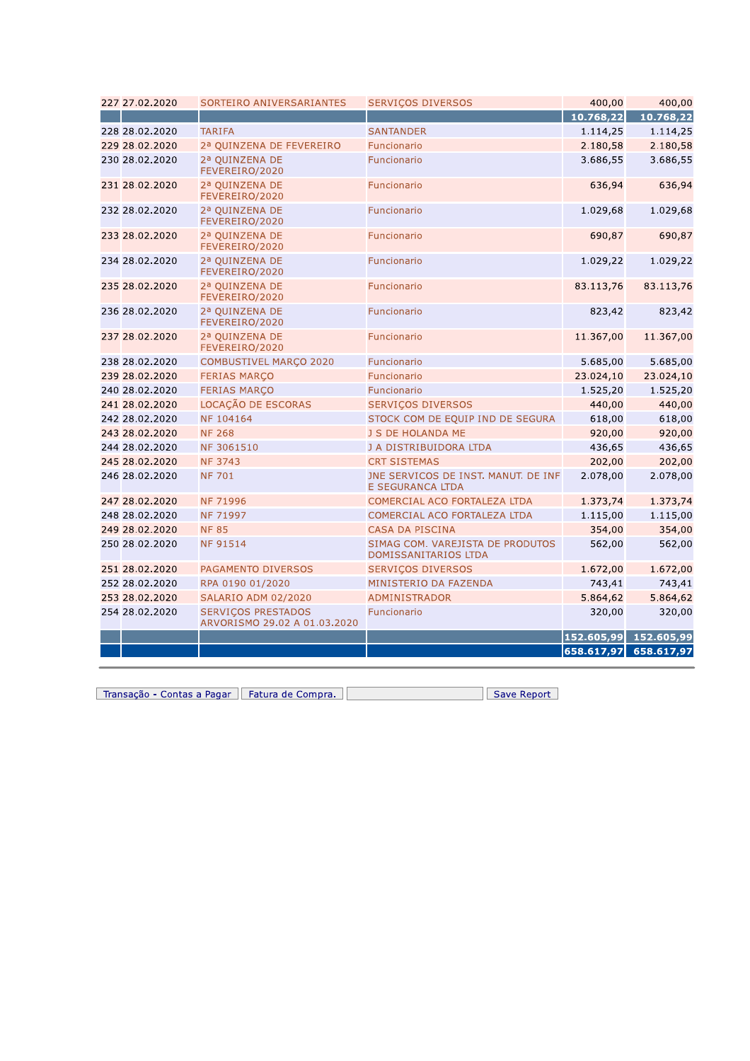| | | | | | |
|---|---|---|---|---|---|
| 227 | 27.02.2020 | SORTEIRO ANIVERSARIANTES | SERVIÇOS DIVERSOS | 400,00 | 400,00 |
| | | | | **10.768,22** | **10.768,22** |
| 228 | 28.02.2020 | TARIFA | SANTANDER | 1.114,25 | 1.114,25 |
| 229 | 28.02.2020 | 2ª QUINZENA DE FEVEREIRO | Funcionario | 2.180,58 | 2.180,58 |
| 230 | 28.02.2020 | 2ª QUINZENA DE FEVEREIRO/2020 | Funcionario | 3.686,55 | 3.686,55 |
| 231 | 28.02.2020 | 2ª QUINZENA DE FEVEREIRO/2020 | Funcionario | 636,94 | 636,94 |
| 232 | 28.02.2020 | 2ª QUINZENA DE FEVEREIRO/2020 | Funcionario | 1.029,68 | 1.029,68 |
| 233 | 28.02.2020 | 2ª QUINZENA DE FEVEREIRO/2020 | Funcionario | 690,87 | 690,87 |
| 234 | 28.02.2020 | 2ª QUINZENA DE FEVEREIRO/2020 | Funcionario | 1.029,22 | 1.029,22 |
| 235 | 28.02.2020 | 2ª QUINZENA DE FEVEREIRO/2020 | Funcionario | 83.113,76 | 83.113,76 |
| 236 | 28.02.2020 | 2ª QUINZENA DE FEVEREIRO/2020 | Funcionario | 823,42 | 823,42 |
| 237 | 28.02.2020 | 2ª QUINZENA DE FEVEREIRO/2020 | Funcionario | 11.367,00 | 11.367,00 |
| 238 | 28.02.2020 | COMBUSTIVEL MARÇO 2020 | Funcionario | 5.685,00 | 5.685,00 |
| 239 | 28.02.2020 | FERIAS MARÇO | Funcionario | 23.024,10 | 23.024,10 |
| 240 | 28.02.2020 | FERIAS MARÇO | Funcionario | 1.525,20 | 1.525,20 |
| 241 | 28.02.2020 | LOCAÇÃO DE ESCORAS | SERVIÇOS DIVERSOS | 440,00 | 440,00 |
| 242 | 28.02.2020 | NF 104164 | STOCK COM DE EQUIP IND DE SEGURA | 618,00 | 618,00 |
| 243 | 28.02.2020 | NF 268 | J S DE HOLANDA ME | 920,00 | 920,00 |
| 244 | 28.02.2020 | NF 3061510 | J A DISTRIBUIDORA LTDA | 436,65 | 436,65 |
| 245 | 28.02.2020 | NF 3743 | CRT SISTEMAS | 202,00 | 202,00 |
| 246 | 28.02.2020 | NF 701 | JNE SERVICOS DE INST. MANUT. DE INF E SEGURANCA LTDA | 2.078,00 | 2.078,00 |
| 247 | 28.02.2020 | NF 71996 | COMERCIAL ACO FORTALEZA LTDA | 1.373,74 | 1.373,74 |
| 248 | 28.02.2020 | NF 71997 | COMERCIAL ACO FORTALEZA LTDA | 1.115,00 | 1.115,00 |
| 249 | 28.02.2020 | NF 85 | CASA DA PISCINA | 354,00 | 354,00 |
| 250 | 28.02.2020 | NF 91514 | SIMAG COM. VAREJISTA DE PRODUTOS DOMISSANITARIOS LTDA | 562,00 | 562,00 |
| 251 | 28.02.2020 | PAGAMENTO DIVERSOS | SERVIÇOS DIVERSOS | 1.672,00 | 1.672,00 |
| 252 | 28.02.2020 | RPA 0190 01/2020 | MINISTERIO DA FAZENDA | 743,41 | 743,41 |
| 253 | 28.02.2020 | SALARIO ADM 02/2020 | ADMINISTRADOR | 5.864,62 | 5.864,62 |
| 254 | 28.02.2020 | SERVIÇOS PRESTADOS ARVORISMO 29.02 A 01.03.2020 | Funcionario | 320,00 | 320,00 |
| | | | | **152.605,99** | **152.605,99** |
| | | | | **658.617,97** | **658.617,97** |

Transação - Contas a Pagar | Fatura de Compra. | Save Report